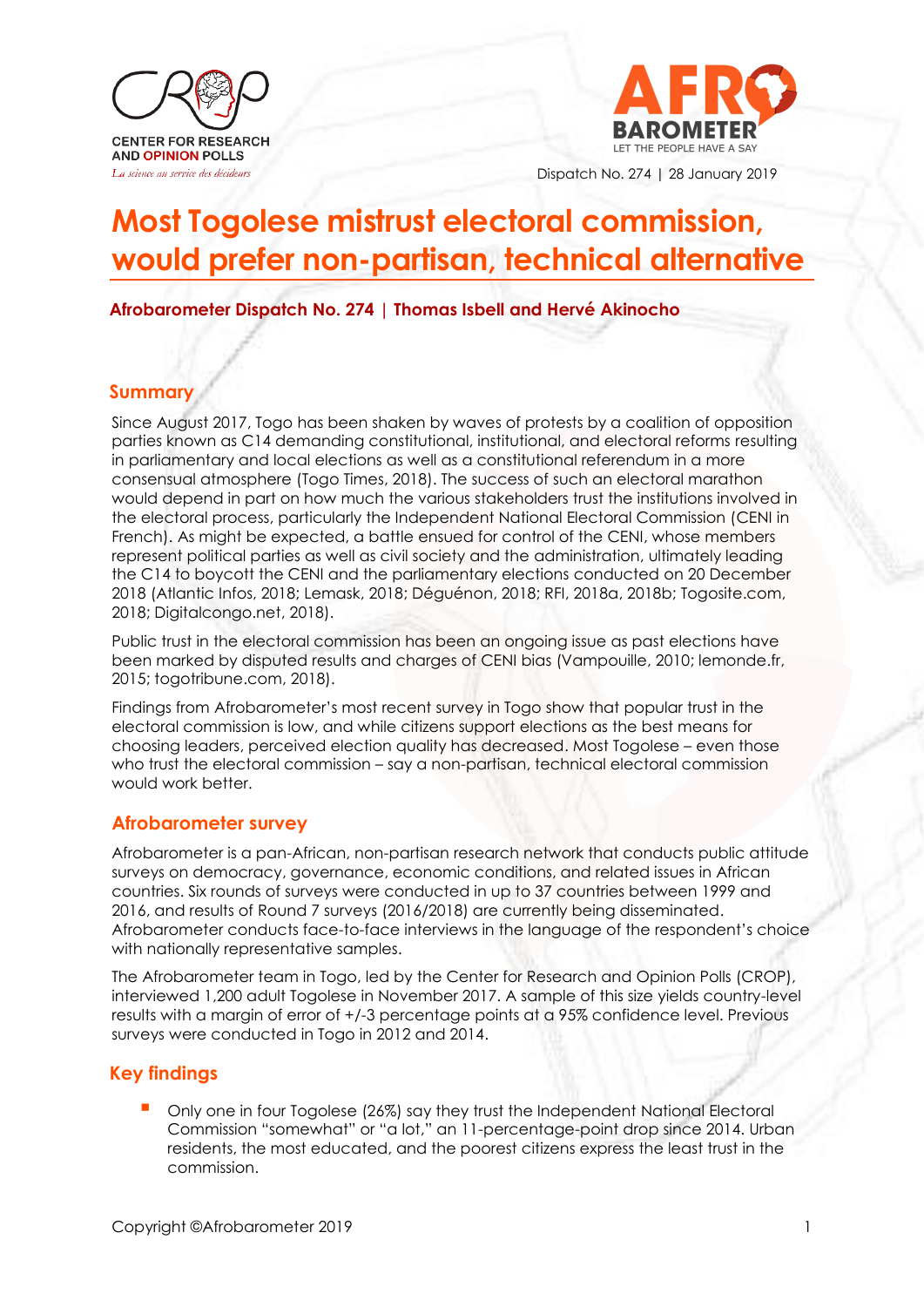Dispatch No. 274 | 28 January 2019

# Most Togolese mistrust electoral commission, would prefer non-partisan, technical alternative

**Afrobarometer Dispatch No. 274 | Thomas Isbell and Hervé Akinocho**

## Summary

Since August 2017, Togo has been shaken by waves of protests by a coalition of opposition parties known as C14 demanding constitutional, institutional, and electoral reforms resulting in parliamentary and local elections as well as a constitutional referendum in a more consensual atmosphere (Togo Times, 2018). The success of such an electoral marathon would depend in part on how much the various stakeholders trust the institutions involved in the electoral process, particularly the Independent National Electoral Commission (CENI in French). As might be expected, a battle ensued for control of the CENI, whose members represent political parties as well as civil society and the administration, ultimately leading the C14 to boycott the CENI and the parliamentary elections conducted on 20 December 2018 (Atlantic Infos, 2018; Lemask, 2018; Déguénon, 2018; RFI, 2018a, 2018b; Togosite.com, 2018; Digitalcongo.net, 2018).

Public trust in the electoral commission has been an ongoing issue as past elections have been marked by disputed results and charges of CENI bias (Vampouille, 2010; lemonde.fr, 2015; togotribune.com, 2018).

Findings from Afrobarometer's most recent survey in Togo show that popular trust in the electoral commission is low, and while citizens support elections as the best means for choosing leaders, perceived election quality has decreased. Most Togolese – even those who trust the electoral commission – say a non-partisan, technical electoral commission would work better.

## Afrobarometer survey

Afrobarometer is a pan-African, non-partisan research network that conducts public attitude surveys on democracy, governance, economic conditions, and related issues in African countries. Six rounds of surveys were conducted in up to 37 countries between 1999 and 2016, and results of Round 7 surveys (2016/2018) are currently being disseminated. Afrobarometer conducts face-to-face interviews in the language of the respondent's choice with nationally representative samples.

The Afrobarometer team in Togo, led by the Center for Research and Opinion Polls (CROP), interviewed 1,200 adult Togolese in November 2017. A sample of this size yields country-level results with a margin of error of +/-3 percentage points at a 95% confidence level. Previous surveys were conducted in Togo in 2012 and 2014.

## Key findings

- Only one in four Togolese (26%) say they trust the Independent National Electoral Commission "somewhat" or "a lot," an 11-percentage-point drop since 2014. Urban residents, the most educated, and the poorest citizens express the least trust in the commission.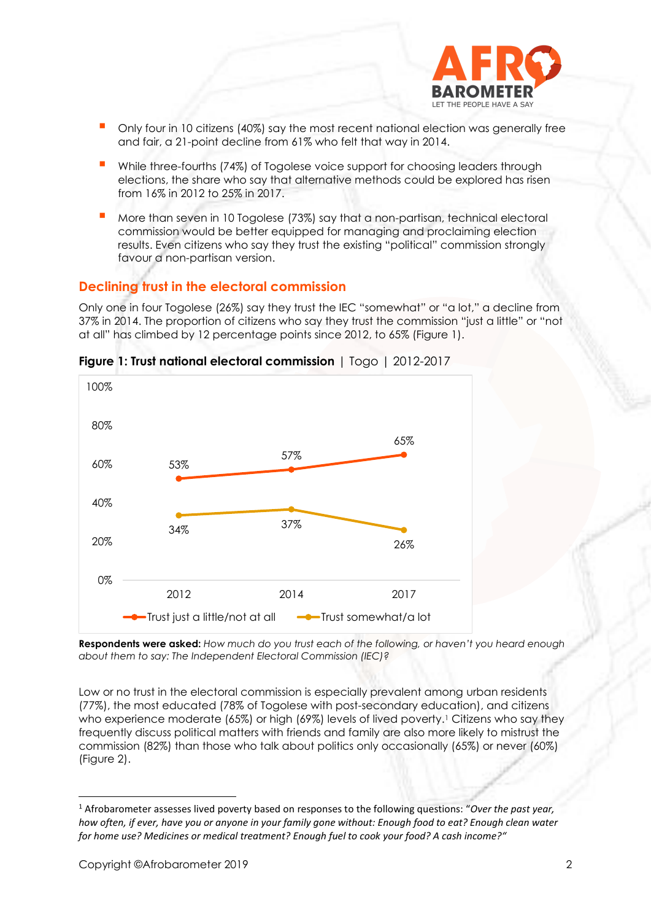- Only four in 10 citizens (40%) say the most recent national election was generally free and fair, a 21-point decline from 61% who felt that way in 2014.
- While three-fourths (74%) of Togolese voice support for choosing leaders through elections, the share who say that alternative methods could be explored has risen from 16% in 2012 to 25% in 2017.
- More than seven in 10 Togolese (73%) say that a non-partisan, technical electoral commission would be better equipped for managing and proclaiming election results. Even citizens who say they trust the existing "political" commission strongly favour a non-partisan version.

## Declining trust in the electoral commission

Only one in four Togolese (26%) say they trust the IEC "somewhat" or "a lot," a decline from 37% in 2014. The proportion of citizens who say they trust the commission "just a little" or "not at all" has climbed by 12 percentage points since 2012, to 65% (Figure 1).

**Figure 1: Trust national electoral commission** | Togo | 2012-2017

| | 2012 | 2014 | 2017 |
|---|---|---|---|
| Trust just a little/not at all | 53% | 57% | 65% |
| Trust somewhat/a lot | 34% | 37% | 26% |

**Respondents were asked:** *How much do you trust each of the following, or haven't you heard enough about them to say: The Independent Electoral Commission (IEC)?*

Low or no trust in the electoral commission is especially prevalent among urban residents (77%), the most educated (78% of Togolese with post-secondary education), and citizens who experience moderate (65%) or high (69%) levels of lived poverty.[1] Citizens who say they frequently discuss political matters with friends and family are also more likely to mistrust the commission (82%) than those who talk about politics only occasionally (65%) or never (60%) (Figure 2).

[1] Afrobarometer assesses lived poverty based on responses to the following questions: "*Over the past year, how often, if ever, have you or anyone in your family gone without: Enough food to eat? Enough clean water for home use? Medicines or medical treatment? Enough fuel to cook your food? A cash income?*"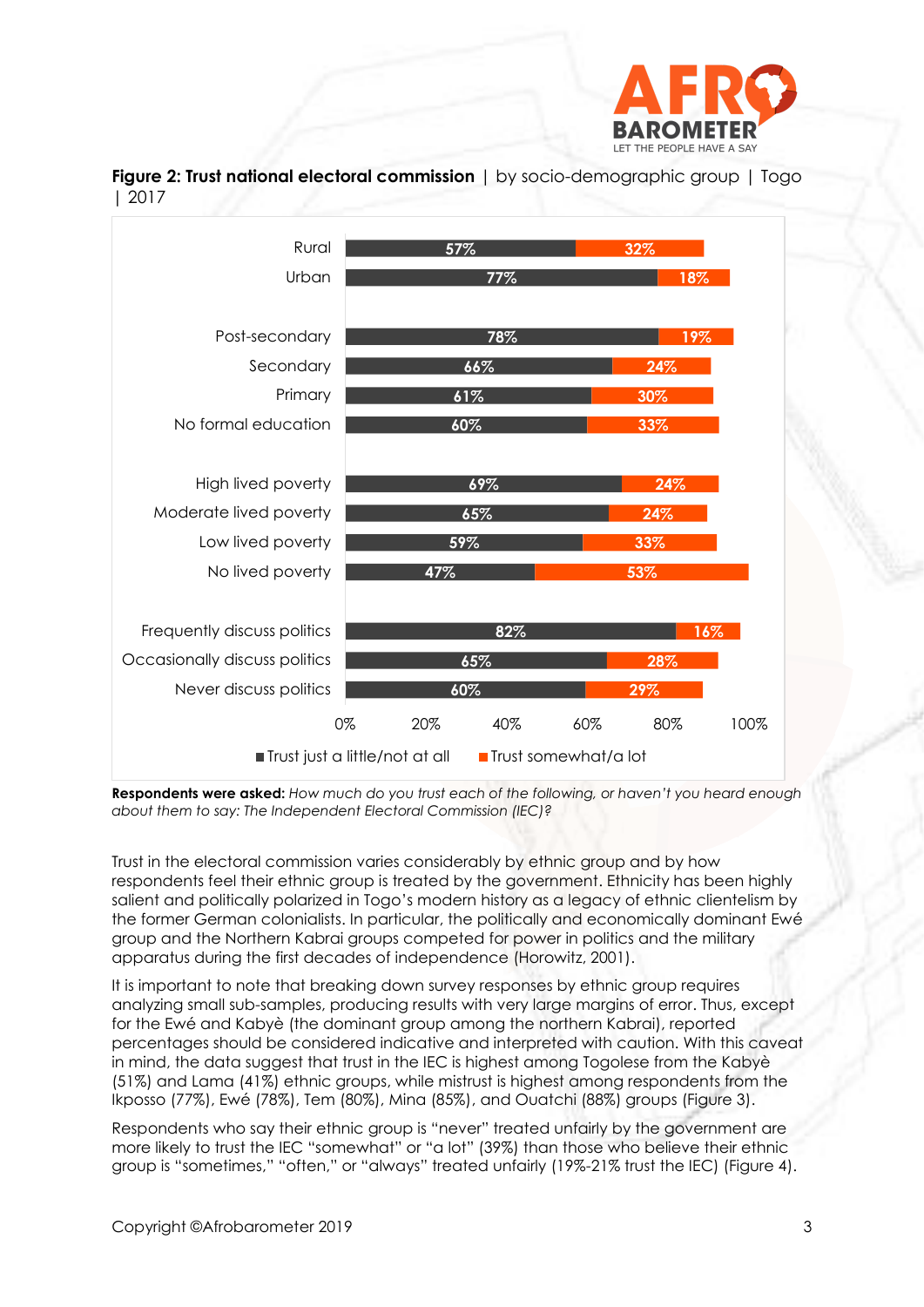**Figure 2: Trust national electoral commission** | by socio-demographic group | Togo | 2017

| | Trust just a little/not at all | Trust somewhat/a lot |
|---|---|---|
| Rural | 57% | 32% |
| Urban | 77% | 18% |
| Post-secondary | 78% | 19% |
| Secondary | 66% | 24% |
| Primary | 61% | 30% |
| No formal education | 60% | 33% |
| High lived poverty | 69% | 24% |
| Moderate lived poverty | 65% | 24% |
| Low lived poverty | 59% | 33% |
| No lived poverty | 47% | 53% |
| Frequently discuss politics | 82% | 16% |
| Occasionally discuss politics | 65% | 28% |
| Never discuss politics | 60% | 29% |

**Respondents were asked:** *How much do you trust each of the following, or haven't you heard enough about them to say: The Independent Electoral Commission (IEC)?*

Trust in the electoral commission varies considerably by ethnic group and by how respondents feel their ethnic group is treated by the government. Ethnicity has been highly salient and politically polarized in Togo's modern history as a legacy of ethnic clientelism by the former German colonialists. In particular, the politically and economically dominant Ewé group and the Northern Kabrai groups competed for power in politics and the military apparatus during the first decades of independence (Horowitz, 2001).

It is important to note that breaking down survey responses by ethnic group requires analyzing small sub-samples, producing results with very large margins of error. Thus, except for the Ewé and Kabyè (the dominant group among the northern Kabrai), reported percentages should be considered indicative and interpreted with caution. With this caveat in mind, the data suggest that trust in the IEC is highest among Togolese from the Kabyè (51%) and Lama (41%) ethnic groups, while mistrust is highest among respondents from the Ikposso (77%), Ewé (78%), Tem (80%), Mina (85%), and Ouatchi (88%) groups (Figure 3).

Respondents who say their ethnic group is "never" treated unfairly by the government are more likely to trust the IEC "somewhat" or "a lot" (39%) than those who believe their ethnic group is "sometimes," "often," or "always" treated unfairly (19%-21% trust the IEC) (Figure 4).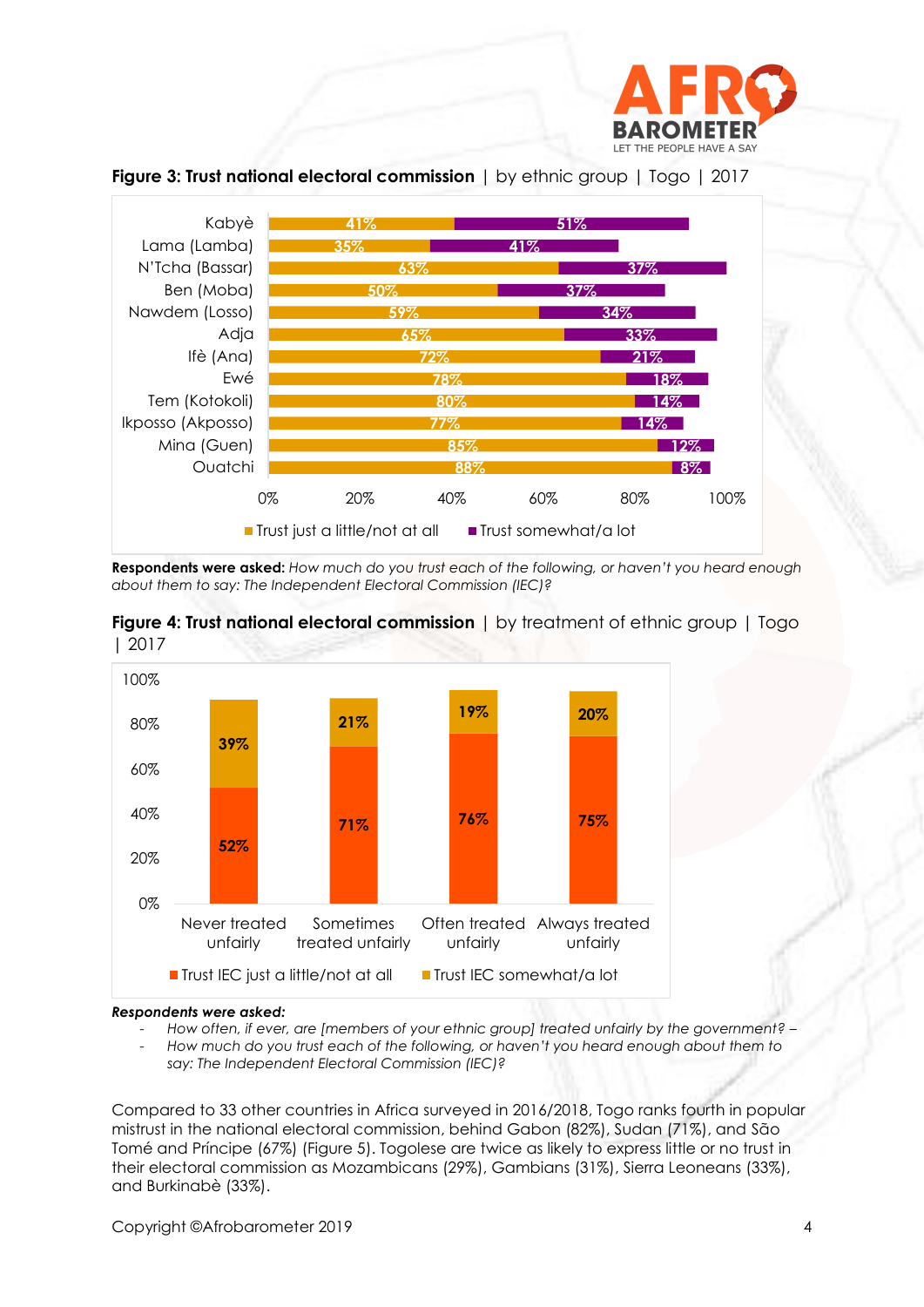**Figure 3: Trust national electoral commission** | by ethnic group | Togo | 2017

| Ethnic group | Trust just a little/not at all | Trust somewhat/a lot |
| --- | --- | --- |
| Kabyè | 41% | 51% |
| Lama (Lamba) | 35% | 41% |
| N'Tcha (Bassar) | 63% | 37% |
| Ben (Moba) | 50% | 37% |
| Nawdem (Losso) | 59% | 34% |
| Adja | 65% | 33% |
| Ifè (Ana) | 72% | 21% |
| Ewé | 78% | 18% |
| Tem (Kotokoli) | 80% | 14% |
| Ikposso (Akposso) | 77% | 14% |
| Mina (Guen) | 85% | 12% |
| Ouatchi | 88% | 8% |

**Respondents were asked:** *How much do you trust each of the following, or haven't you heard enough about them to say: The Independent Electoral Commission (IEC)?*

**Figure 4: Trust national electoral commission** | by treatment of ethnic group | Togo | 2017

| | Never treated unfairly | Sometimes treated unfairly | Often treated unfairly | Always treated unfairly |
| --- | --- | --- | --- | --- |
| Trust IEC just a little/not at all | 52% | 71% | 76% | 75% |
| Trust IEC somewhat/a lot | 39% | 21% | 19% | 20% |

***Respondents were asked:***

- *How often, if ever, are [members of your ethnic group] treated unfairly by the government? –*
- *How much do you trust each of the following, or haven't you heard enough about them to say: The Independent Electoral Commission (IEC)?*

Compared to 33 other countries in Africa surveyed in 2016/2018, Togo ranks fourth in popular mistrust in the national electoral commission, behind Gabon (82%), Sudan (71%), and São Tomé and Príncipe (67%) (Figure 5). Togolese are twice as likely to express little or no trust in their electoral commission as Mozambicans (29%), Gambians (31%), Sierra Leoneans (33%), and Burkinabè (33%).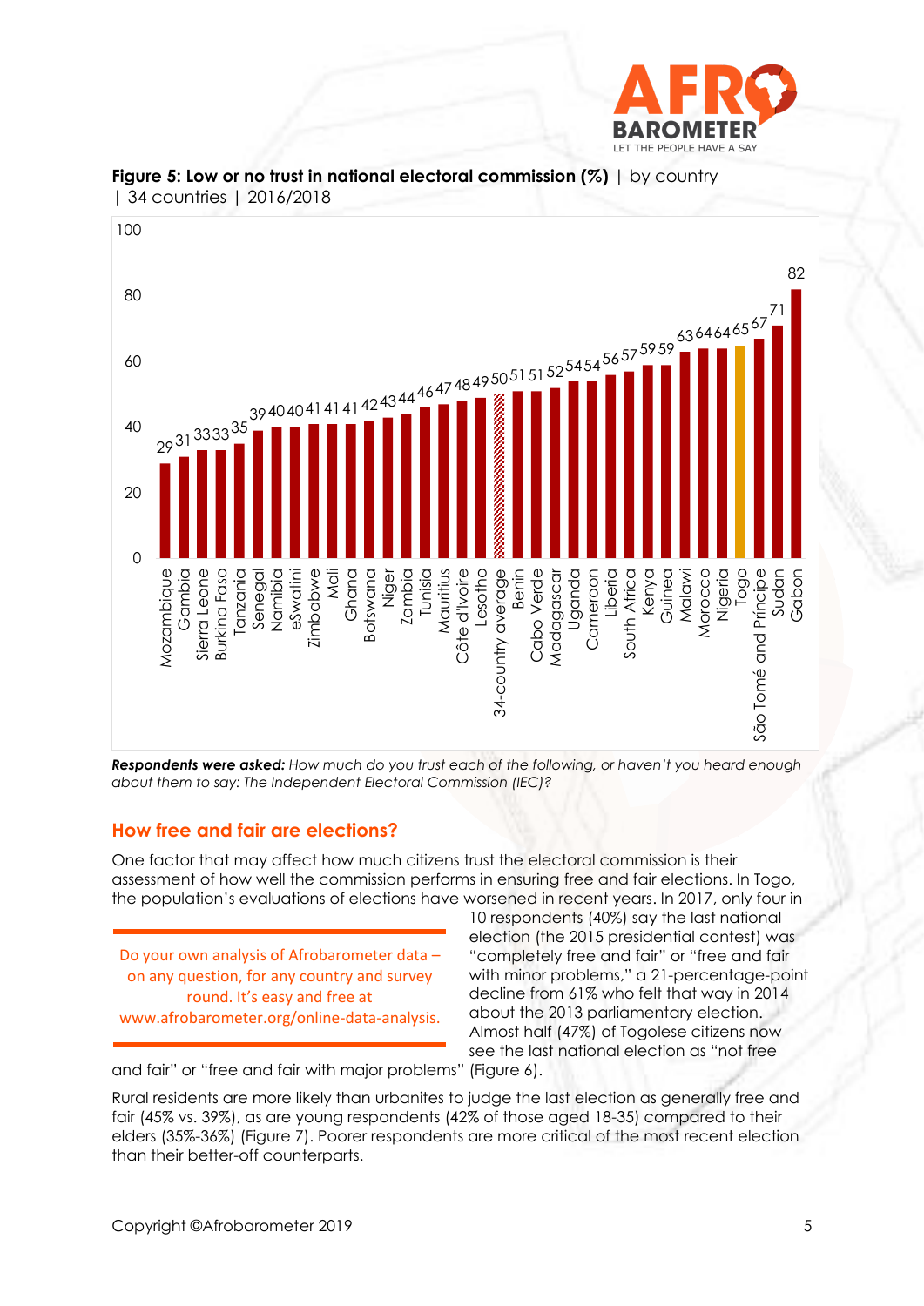**Figure 5: Low or no trust in national electoral commission (%)** | by country | 34 countries | 2016/2018

| Country | % |
|---|---|
| Mozambique | 29 |
| Gambia | 31 |
| Sierra Leone | 33 |
| Burkina Faso | 33 |
| Tanzania | 35 |
| Senegal | 39 |
| Namibia | 40 |
| eSwatini | 40 |
| Zimbabwe | 41 |
| Mali | 41 |
| Ghana | 41 |
| Botswana | 42 |
| Niger | 43 |
| Zambia | 44 |
| Tunisia | 46 |
| Mauritius | 47 |
| Côte d'Ivoire | 48 |
| Lesotho | 49 |
| 34-country average | 50 |
| Benin | 51 |
| Cabo Verde | 51 |
| Madagascar | 52 |
| Uganda | 54 |
| Cameroon | 54 |
| Liberia | 56 |
| South Africa | 57 |
| Kenya | 59 |
| Guinea | 59 |
| Malawi | 63 |
| Morocco | 64 |
| Nigeria | 64 |
| Togo | 65 |
| São Tomé and Príncipe | 67 |
| Sudan | 71 |
| Gabon | 82 |

***Respondents were asked:*** *How much do you trust each of the following, or haven't you heard enough about them to say: The Independent Electoral Commission (IEC)?*

## How free and fair are elections?

One factor that may affect how much citizens trust the electoral commission is their assessment of how well the commission performs in ensuring free and fair elections. In Togo, the population's evaluations of elections have worsened in recent years. In 2017, only four in 10 respondents (40%) say the last national election (the 2015 presidential contest) was "completely free and fair" or "free and fair with minor problems," a 21-percentage-point decline from 61% who felt that way in 2014 about the 2013 parliamentary election. Almost half (47%) of Togolese citizens now see the last national election as "not free and fair" or "free and fair with major problems" (Figure 6).

> Do your own analysis of Afrobarometer data – on any question, for any country and survey round. It's easy and free at www.afrobarometer.org/online-data-analysis.

Rural residents are more likely than urbanites to judge the last election as generally free and fair (45% vs. 39%), as are young respondents (42% of those aged 18-35) compared to their elders (35%-36%) (Figure 7). Poorer respondents are more critical of the most recent election than their better-off counterparts.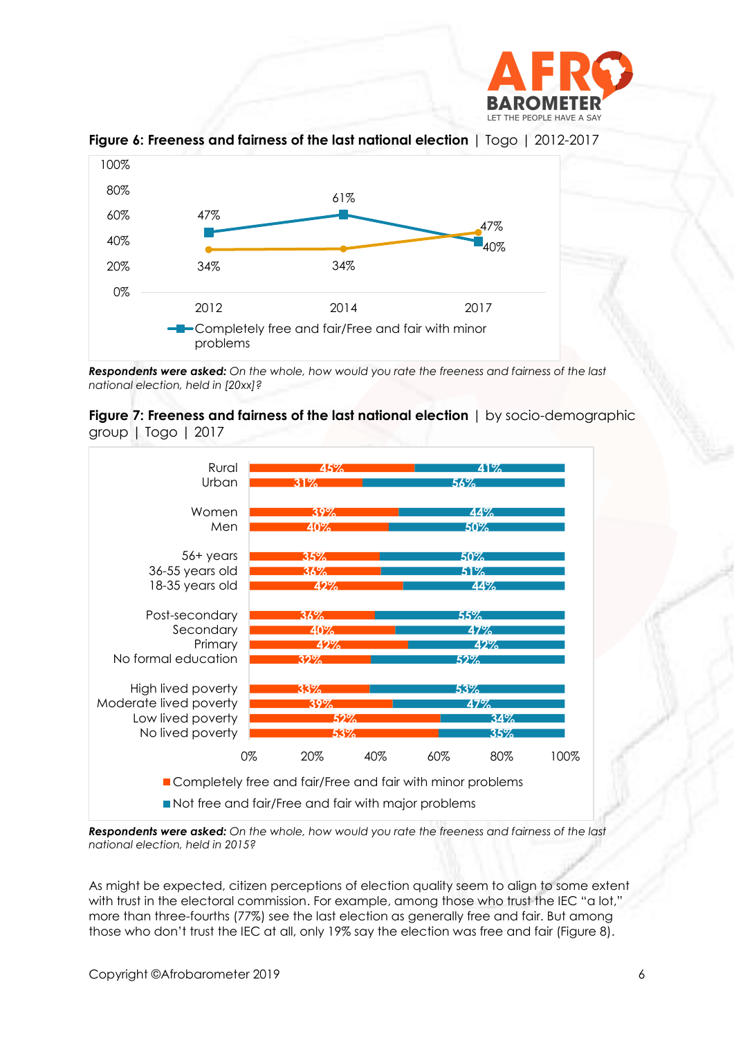**Figure 6: Freeness and fairness of the last national election** | Togo | 2012-2017

| | 2012 | 2014 | 2017 |
|---|---|---|---|
| Completely free and fair/Free and fair with minor problems | 47% | 61% | 40% |
| Not free and fair/Free and fair with major problems | 34% | 34% | 47% |

***Respondents were asked:*** *On the whole, how would you rate the freeness and fairness of the last national election, held in [20xx]?*

**Figure 7: Freeness and fairness of the last national election** | by socio-demographic group | Togo | 2017

| | Completely free and fair/Free and fair with minor problems | Not free and fair/Free and fair with major problems |
|---|---|---|
| Rural | 45% | 41% |
| Urban | 31% | 56% |
| Women | 39% | 44% |
| Men | 40% | 50% |
| 56+ years | 35% | 50% |
| 36-55 years old | 36% | 51% |
| 18-35 years old | 42% | 44% |
| Post-secondary | 36% | 55% |
| Secondary | 40% | 47% |
| Primary | 42% | 42% |
| No formal education | 32% | 52% |
| High lived poverty | 33% | 53% |
| Moderate lived poverty | 39% | 47% |
| Low lived poverty | 52% | 34% |
| No lived poverty | 53% | 35% |

***Respondents were asked:*** *On the whole, how would you rate the freeness and fairness of the last national election, held in 2015?*

As might be expected, citizen perceptions of election quality seem to align to some extent with trust in the electoral commission. For example, among those who trust the IEC "a lot," more than three-fourths (77%) see the last election as generally free and fair. But among those who don't trust the IEC at all, only 19% say the election was free and fair (Figure 8).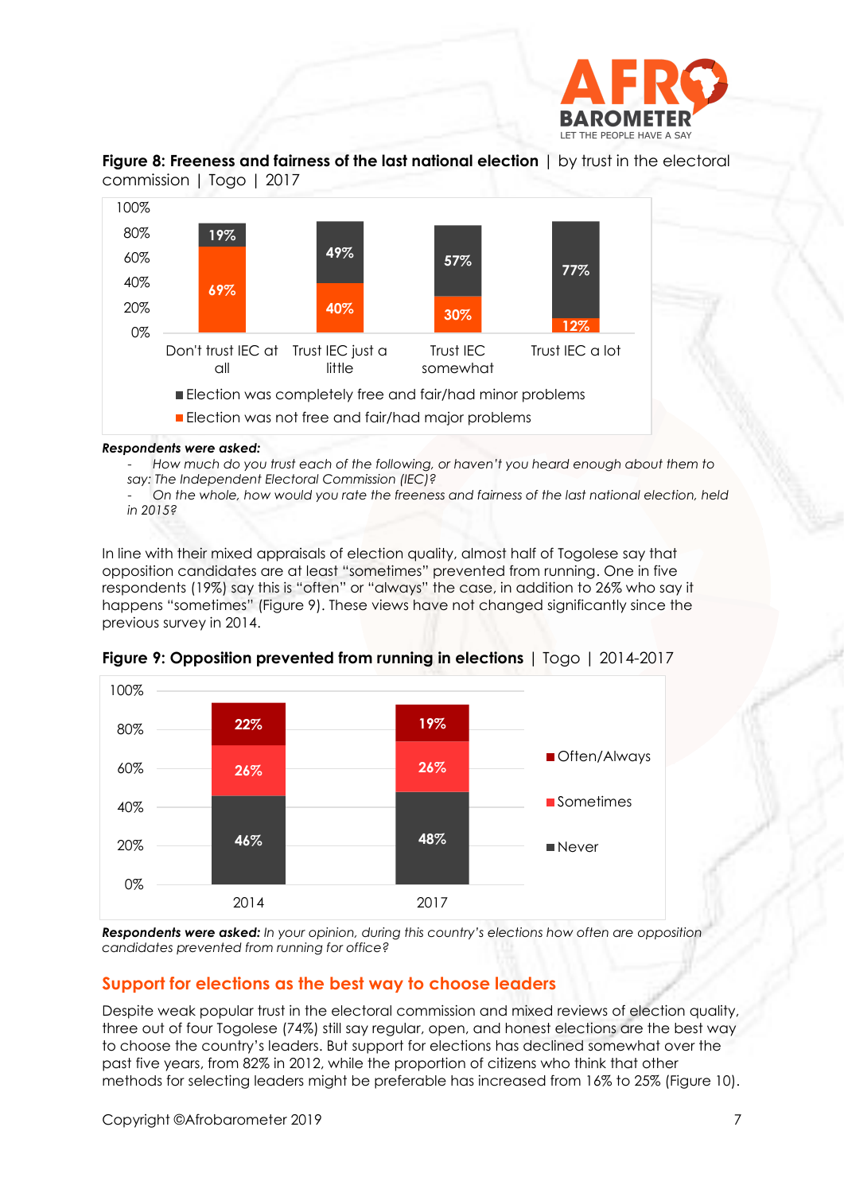**Figure 8: Freeness and fairness of the last national election** | by trust in the electoral commission | Togo | 2017

| | Don't trust IEC at all | Trust IEC just a little | Trust IEC somewhat | Trust IEC a lot |
|---|---|---|---|---|
| Election was completely free and fair/had minor problems | 19% | 49% | 57% | 77% |
| Election was not free and fair/had major problems | 69% | 40% | 30% | 12% |

***Respondents were asked:***

- *How much do you trust each of the following, or haven't you heard enough about them to say: The Independent Electoral Commission (IEC)?*
- *On the whole, how would you rate the freeness and fairness of the last national election, held in 2015?*

In line with their mixed appraisals of election quality, almost half of Togolese say that opposition candidates are at least "sometimes" prevented from running. One in five respondents (19%) say this is "often" or "always" the case, in addition to 26% who say it happens "sometimes" (Figure 9). These views have not changed significantly since the previous survey in 2014.

**Figure 9: Opposition prevented from running in elections** | Togo | 2014-2017

| | 2014 | 2017 |
|---|---|---|
| Often/Always | 22% | 19% |
| Sometimes | 26% | 26% |
| Never | 46% | 48% |

***Respondents were asked:*** *In your opinion, during this country's elections how often are opposition candidates prevented from running for office?*

## Support for elections as the best way to choose leaders

Despite weak popular trust in the electoral commission and mixed reviews of election quality, three out of four Togolese (74%) still say regular, open, and honest elections are the best way to choose the country's leaders. But support for elections has declined somewhat over the past five years, from 82% in 2012, while the proportion of citizens who think that other methods for selecting leaders might be preferable has increased from 16% to 25% (Figure 10).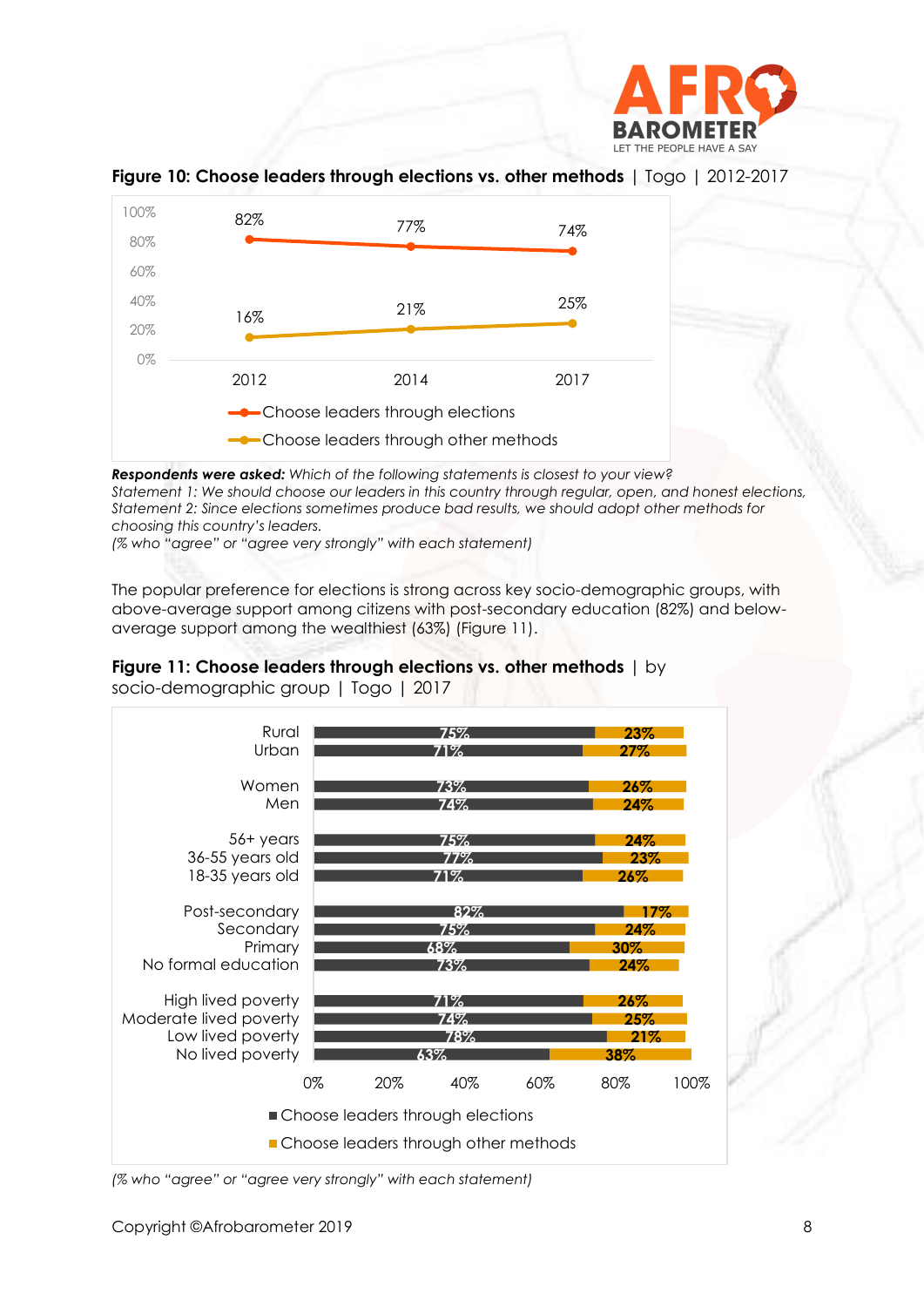**Figure 10: Choose leaders through elections vs. other methods** | Togo | 2012-2017

| | 2012 | 2014 | 2017 |
|---|---|---|---|
| Choose leaders through elections | 82% | 77% | 74% |
| Choose leaders through other methods | 16% | 21% | 25% |

***Respondents were asked:*** *Which of the following statements is closest to your view?*
*Statement 1: We should choose our leaders in this country through regular, open, and honest elections.*
*Statement 2: Since elections sometimes produce bad results, we should adopt other methods for choosing this country's leaders.*
*(% who "agree" or "agree very strongly" with each statement)*

The popular preference for elections is strong across key socio-demographic groups, with above-average support among citizens with post-secondary education (82%) and below-average support among the wealthiest (63%) (Figure 11).

**Figure 11: Choose leaders through elections vs. other methods** | by socio-demographic group | Togo | 2017

| | Choose leaders through elections | Choose leaders through other methods |
|---|---|---|
| Rural | 75% | 23% |
| Urban | 71% | 27% |
| Women | 73% | 26% |
| Men | 74% | 24% |
| 56+ years | 75% | 24% |
| 36-55 years old | 77% | 23% |
| 18-35 years old | 71% | 26% |
| Post-secondary | 82% | 17% |
| Secondary | 75% | 24% |
| Primary | 68% | 30% |
| No formal education | 73% | 24% |
| High lived poverty | 71% | 26% |
| Moderate lived poverty | 74% | 25% |
| Low lived poverty | 78% | 21% |
| No lived poverty | 63% | 38% |

*(% who "agree" or "agree very strongly" with each statement)*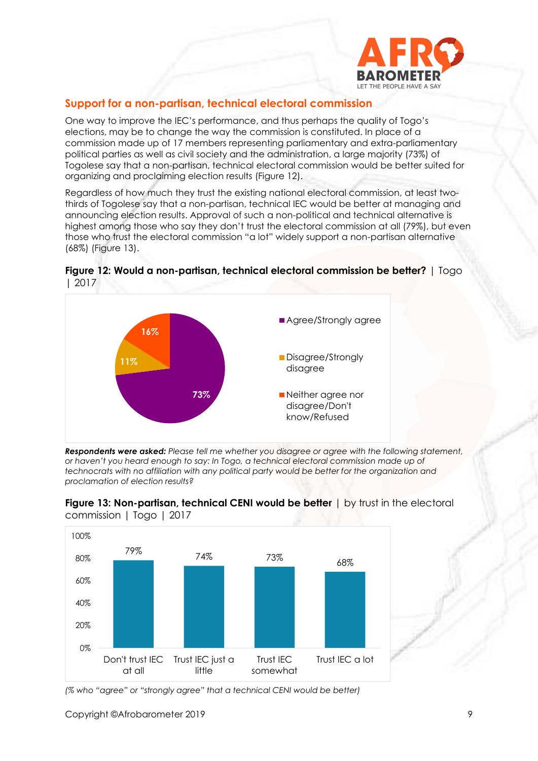## Support for a non-partisan, technical electoral commission

One way to improve the IEC's performance, and thus perhaps the quality of Togo's elections, may be to change the way the commission is constituted. In place of a commission made up of 17 members representing parliamentary and extra-parliamentary political parties as well as civil society and the administration, a large majority (73%) of Togolese say that a non-partisan, technical electoral commission would be better suited for organizing and proclaiming election results (Figure 12).

Regardless of how much they trust the existing national electoral commission, at least two-thirds of Togolese say that a non-partisan, technical IEC would be better at managing and announcing election results. Approval of such a non-political and technical alternative is highest among those who say they don't trust the electoral commission at all (79%), but even those who trust the electoral commission "a lot" widely support a non-partisan alternative (68%) (Figure 13).

**Figure 12: Would a non-partisan, technical electoral commission be better?** | Togo | 2017

| Response | % |
|---|---|
| Agree/Strongly agree | 73% |
| Disagree/Strongly disagree | 11% |
| Neither agree nor disagree/Don't know/Refused | 16% |

***Respondents were asked:*** *Please tell me whether you disagree or agree with the following statement, or haven't you heard enough to say: In Togo, a technical electoral commission made up of technocrats with no affiliation with any political party would be better for the organization and proclamation of election results?*

**Figure 13: Non-partisan, technical CENI would be better** | by trust in the electoral commission | Togo | 2017

| Trust in IEC | % |
|---|---|
| Don't trust IEC at all | 79% |
| Trust IEC just a little | 74% |
| Trust IEC somewhat | 73% |
| Trust IEC a lot | 68% |

*(% who "agree" or "strongly agree" that a technical CENI would be better)*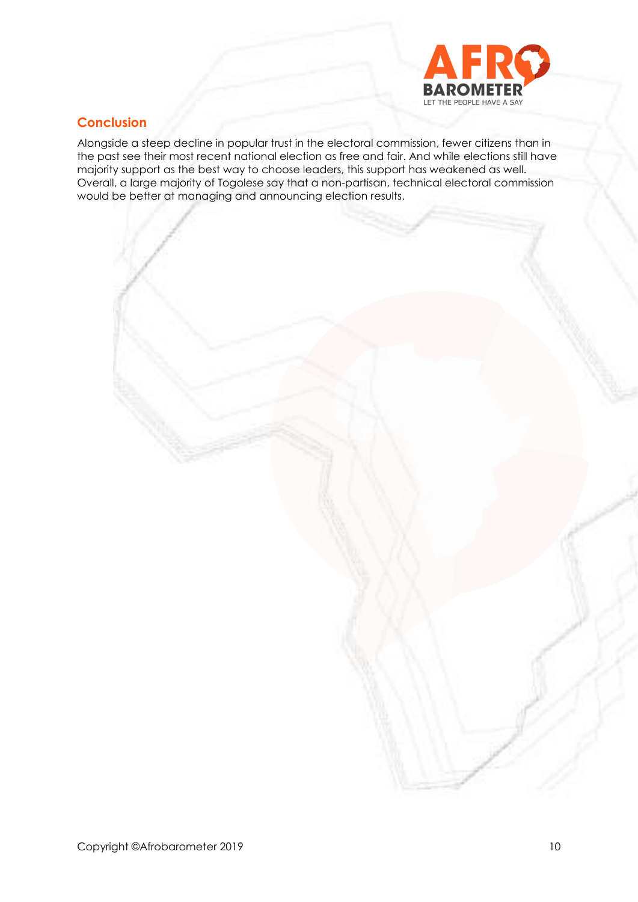## Conclusion

Alongside a steep decline in popular trust in the electoral commission, fewer citizens than in the past see their most recent national election as free and fair. And while elections still have majority support as the best way to choose leaders, this support has weakened as well. Overall, a large majority of Togolese say that a non-partisan, technical electoral commission would be better at managing and announcing election results.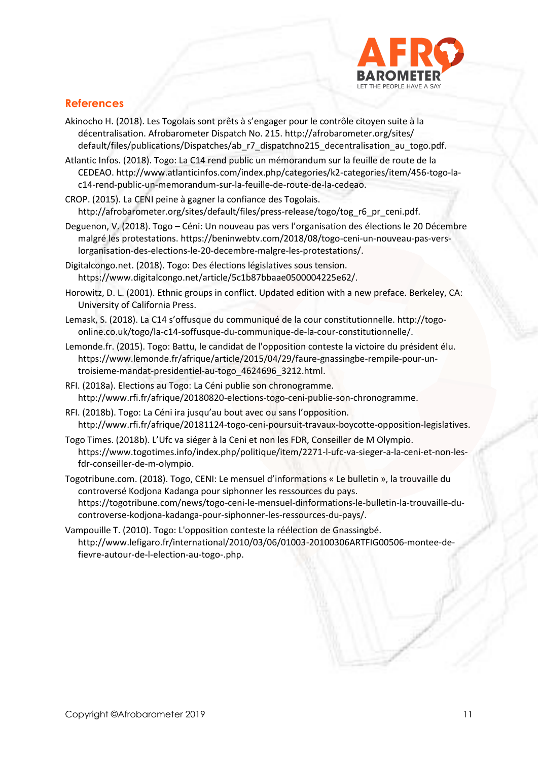## References

Akinocho H. (2018). Les Togolais sont prêts à s'engager pour le contrôle citoyen suite à la décentralisation. Afrobarometer Dispatch No. 215. http://afrobarometer.org/sites/default/files/publications/Dispatches/ab_r7_dispatchno215_decentralisation_au_togo.pdf.

Atlantic Infos. (2018). Togo: La C14 rend public un mémorandum sur la feuille de route de la CEDEAO. http://www.atlanticinfos.com/index.php/categories/k2-categories/item/456-togo-la-c14-rend-public-un-memorandum-sur-la-feuille-de-route-de-la-cedeao.

CROP. (2015). La CENI peine à gagner la confiance des Togolais. http://afrobarometer.org/sites/default/files/press-release/togo/tog_r6_pr_ceni.pdf.

Deguenon, V. (2018). Togo – Céni: Un nouveau pas vers l'organisation des élections le 20 Décembre malgré les protestations. https://beninwebtv.com/2018/08/togo-ceni-un-nouveau-pas-vers-lorganisation-des-elections-le-20-decembre-malgre-les-protestations/.

Digitalcongo.net. (2018). Togo: Des élections législatives sous tension. https://www.digitalcongo.net/article/5c1b87bbaae0500004225e62/.

Horowitz, D. L. (2001). Ethnic groups in conflict. Updated edition with a new preface. Berkeley, CA: University of California Press.

Lemask, S. (2018). La C14 s'offusque du communiqué de la cour constitutionnelle. http://togo-online.co.uk/togo/la-c14-soffusque-du-communique-de-la-cour-constitutionnelle/.

Lemonde.fr. (2015). Togo: Battu, le candidat de l'opposition conteste la victoire du président élu. https://www.lemonde.fr/afrique/article/2015/04/29/faure-gnassingbe-rempile-pour-un-troisieme-mandat-presidentiel-au-togo_4624696_3212.html.

RFI. (2018a). Elections au Togo: La Céni publie son chronogramme. http://www.rfi.fr/afrique/20180820-elections-togo-ceni-publie-son-chronogramme.

RFI. (2018b). Togo: La Céni ira jusqu'au bout avec ou sans l'opposition. http://www.rfi.fr/afrique/20181124-togo-ceni-poursuit-travaux-boycotte-opposition-legislatives.

Togo Times. (2018b). L'Ufc va siéger à la Ceni et non les FDR, Conseiller de M Olympio. https://www.togotimes.info/index.php/politique/item/2271-l-ufc-va-sieger-a-la-ceni-et-non-les-fdr-conseiller-de-m-olympio.

Togotribune.com. (2018). Togo, CENI: Le mensuel d'informations « Le bulletin », la trouvaille du controversé Kodjona Kadanga pour siphonner les ressources du pays. https://togotribune.com/news/togo-ceni-le-mensuel-dinformations-le-bulletin-la-trouvaille-du-controverse-kodjona-kadanga-pour-siphonner-les-ressources-du-pays/.

Vampouille T. (2010). Togo: L'opposition conteste la réélection de Gnassingbé. http://www.lefigaro.fr/international/2010/03/06/01003-20100306ARTFIG00506-montee-de-fievre-autour-de-l-election-au-togo-.php.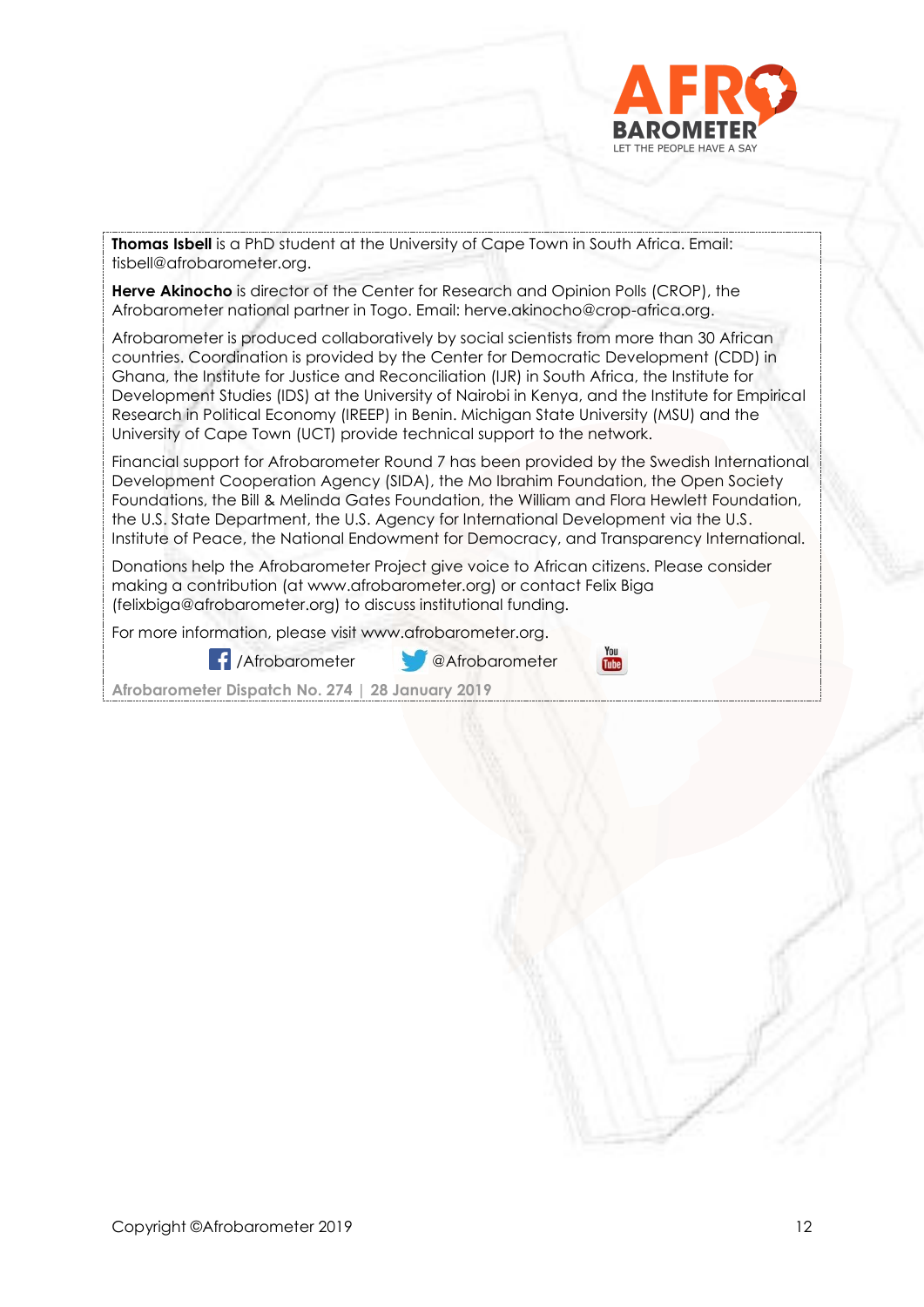**Thomas Isbell** is a PhD student at the University of Cape Town in South Africa. Email: tisbell@afrobarometer.org.

**Herve Akinocho** is director of the Center for Research and Opinion Polls (CROP), the Afrobarometer national partner in Togo. Email: herve.akinocho@crop-africa.org.

Afrobarometer is produced collaboratively by social scientists from more than 30 African countries. Coordination is provided by the Center for Democratic Development (CDD) in Ghana, the Institute for Justice and Reconciliation (IJR) in South Africa, the Institute for Development Studies (IDS) at the University of Nairobi in Kenya, and the Institute for Empirical Research in Political Economy (IREEP) in Benin. Michigan State University (MSU) and the University of Cape Town (UCT) provide technical support to the network.

Financial support for Afrobarometer Round 7 has been provided by the Swedish International Development Cooperation Agency (SIDA), the Mo Ibrahim Foundation, the Open Society Foundations, the Bill & Melinda Gates Foundation, the William and Flora Hewlett Foundation, the U.S. State Department, the U.S. Agency for International Development via the U.S. Institute of Peace, the National Endowment for Democracy, and Transparency International.

Donations help the Afrobarometer Project give voice to African citizens. Please consider making a contribution (at www.afrobarometer.org) or contact Felix Biga (felixbiga@afrobarometer.org) to discuss institutional funding.

For more information, please visit www.afrobarometer.org.

/Afrobarometer @Afrobarometer

**Afrobarometer Dispatch No. 274 | 28 January 2019**